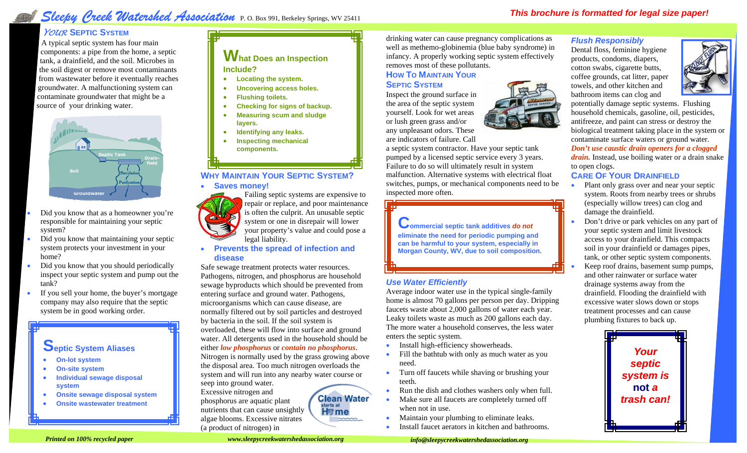# Sleepy Creek Watershed Association

P. O. Box 991, Berkeley Springs, WV 25411

***This brochure is formatted for legal size paper!***

## *Your* Septic System

A typical septic system has four main components: a pipe from the home, a septic tank, a drainfield, and the soil. Microbes in the soil digest or remove most contaminants from wastewater before it eventually reaches groundwater. A malfunctioning system can contaminate groundwater that might be a source of your drinking water.

- Did you know that as a homeowner you're responsible for maintaining your septic system?
- Did you know that maintaining your septic system protects your investment in your home?
- Did you know that you should periodically inspect your septic system and pump out the tank?
- If you sell your home, the buyer's mortgage company may also require that the septic system be in good working order.

### Septic System Aliases

- **On-lot system**
- **On-site system**
- **Individual sewage disposal system**
- **Onsite sewage disposal system**
- **Onsite wastewater treatment**

### What Does an Inspection Include?

- **Locating the system.**
- **Uncovering access holes.**
- **Flushing toilets.**
- **Checking for signs of backup.**
- **Measuring scum and sludge layers.**
- **Identifying any leaks.**
- **Inspecting mechanical components.**

## Why Maintain Your Septic System?

- **Saves money!**

Failing septic systems are expensive to repair or replace, and poor maintenance is often the culprit. An unusable septic system or one in disrepair will lower your property's value and could pose a legal liability.

- **Prevents the spread of infection and disease**

Safe sewage treatment protects water resources. Pathogens, nitrogen, and phosphorus are household sewage byproducts which should be prevented from entering surface and ground water. Pathogens, microorganisms which can cause disease, are normally filtered out by soil particles and destroyed by bacteria in the soil. If the soil system is overloaded, these will flow into surface and ground water. All detergents used in the household should be either ***low phosphorus*** or ***contain no phosphorus***. Nitrogen is normally used by the grass growing above the disposal area. Too much nitrogen overloads the system and will run into any nearby water course or seep into ground water.

Excessive nitrogen and phosphorus are aquatic plant nutrients that can cause unsightly algae blooms. Excessive nitrates (a product of nitrogen) in drinking water can cause pregnancy complications as well as methemo-globinemia (blue baby syndrome) in infancy. A properly working septic system effectively removes most of these pollutants.

## How To Maintain Your Septic System

Inspect the ground surface in the area of the septic system yourself. Look for wet areas or lush green grass and/or any unpleasant odors. These are indicators of failure. Call a septic system contractor. Have your septic tank pumped by a licensed septic service every 3 years. Failure to do so will ultimately result in system malfunction. Alternative systems with electrical float switches, pumps, or mechanical components need to be inspected more often.

**Commercial septic tank additives *do not* eliminate the need for periodic pumping and can be harmful to your system, especially in Morgan County, WV, due to soil composition.**

### *Use Water Efficiently*

Average indoor water use in the typical single-family home is almost 70 gallons per person per day. Dripping faucets waste about 2,000 gallons of water each year. Leaky toilets waste as much as 200 gallons each day. The more water a household conserves, the less water enters the septic system.

- Install high-efficiency showerheads.
- Fill the bathtub with only as much water as you need.
- Turn off faucets while shaving or brushing your teeth.
- Run the dish and clothes washers only when full.
- Make sure all faucets are completely turned off when not in use.
- Maintain your plumbing to eliminate leaks.
- Install faucet aerators in kitchen and bathrooms.

### *Flush Responsibly*

Dental floss, feminine hygiene products, condoms, diapers, cotton swabs, cigarette butts, coffee grounds, cat litter, paper towels, and other kitchen and bathroom items can clog and potentially damage septic systems. Flushing household chemicals, gasoline, oil, pesticides, antifreeze, and paint can stress or destroy the biological treatment taking place in the system or contaminate surface waters or ground water. ***Don't use caustic drain openers for a clogged drain.*** Instead, use boiling water or a drain snake to open clogs.

## Care Of Your Drainfield

- Plant only grass over and near your septic system. Roots from nearby trees or shrubs (especially willow trees) can clog and damage the drainfield.
- Don't drive or park vehicles on any part of your septic system and limit livestock access to your drainfield. This compacts soil in your drainfield or damages pipes, tank, or other septic system components.
- Keep roof drains, basement sump pumps, and other rainwater or surface water drainage systems away from the drainfield. Flooding the drainfield with excessive water slows down or stops treatment processes and can cause plumbing fixtures to back up.

***Your septic system is* not *a trash can!***

*Printed on 100% recycled paper*

*www.sleepycreekwatershedassociation.org*

*info@sleepycreekwatershedassociation.org*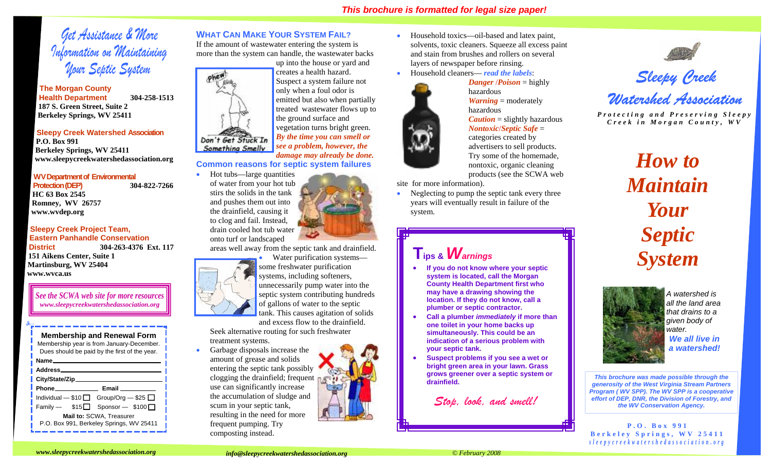*This brochure is formatted for legal size paper!*

## Get Assistance & More Information on Maintaining Your Septic System

**The Morgan County Health Department** 304-258-1513
187 S. Green Street, Suite 2
Berkeley Springs, WV 25411

**Sleepy Creek Watershed Association**
P.O. Box 991
Berkeley Springs, WV 25411
www.sleepycreekwatershedassociation.org

**WV Department of Environmental Protection (DEP)** 304-822-7266
HC 63 Box 2545
Romney, WV 26757
www.wvdep.org

**Sleepy Creek Project Team, Eastern Panhandle Conservation District** 304-263-4376 Ext. 117
151 Aikens Center, Suite 1
Martinsburg, WV 25404
www.wvca.us

*See the SCWA web site for more resources*
*www.sleepycreekwatershedassociation.org*

### Membership and Renewal Form

Membership year is from January-December. Dues should be paid by the first of the year.

Name________________________________

Address______________________________

City/State/Zip__________________________

Phone____________ Email ___________

Individual — $10 ☐ Group/Org — $25 ☐

Family — $15 ☐ Sponsor — $100 ☐

**Mail to:** SCWA, Treasurer
P.O. Box 991, Berkeley Springs, WV 25411

## What Can Make Your System Fail?

If the amount of wastewater entering the system is more than the system can handle, the wastewater backs up into the house or yard and creates a health hazard. Suspect a system failure not only when a foul odor is emitted but also when partially treated wastewater flows up to the ground surface and vegetation turns bright green. ***By the time you can smell or see a problem, however, the damage may already be done.***

Phew! Don't Get Stuck In Something Smelly

### Common reasons for septic system failures

- Hot tubs—large quantities of water from your hot tub stirs the solids in the tank and pushes them out into the drainfield, causing it to clog and fail. Instead, drain cooled hot tub water onto turf or landscaped areas well away from the septic tank and drainfield.
- Water purification systems—some freshwater purification systems, including softeners, unnecessarily pump water into the septic system contributing hundreds of gallons of water to the septic tank. This causes agitation of solids and excess flow to the drainfield.

  Seek alternative routing for such freshwater treatment systems.
- Garbage disposals increase the amount of grease and solids entering the septic tank possibly clogging the drainfield; frequent use can significantly increase the accumulation of sludge and scum in your septic tank, resulting in the need for more frequent pumping. Try composting instead.
- Household toxics—oil-based and latex paint, solvents, toxic cleaners. Squeeze all excess paint and stain from brushes and rollers on several layers of newspaper before rinsing.
- Household cleaners— ***read the labels***:

  ***Danger /Poison*** = highly hazardous
  ***Warning*** = moderately hazardous
  ***Caution*** = slightly hazardous
  ***Nontoxic/Septic Safe*** = categories created by advertisers to sell products. Try some of the homemade, nontoxic, organic cleaning products (see the SCWA web site for more information).
- Neglecting to pump the septic tank every three years will eventually result in failure of the system.

## Tips & Warnings

- **If you do not know where your septic system is located, call the Morgan County Health Department first who may have a drawing showing the location. If they do not know, call a plumber or septic contractor.**
- **Call a plumber *immediately* if more than one toilet in your home backs up simultaneously. This could be an indication of a serious problem with your septic tank.**
- **Suspect problems if you see a wet or bright green area in your lawn. Grass grows greener over a septic system or drainfield.**

*Stop, look, and smell!*

# Sleepy Creek Watershed Association

*Protecting and Preserving Sleepy Creek in Morgan County, WV*

# How to Maintain Your Septic System

*A watershed is all the land area that drains to a given body of water.*
***We all live in a watershed!***

*This brochure was made possible through the generosity of the West Virginia Stream Partners Program (WV SPP). The WV SPP is a cooperative effort of DEP, DNR, the Division of Forestry, and the WV Conservation Agency.*

P.O. Box 991
Berkeley Springs, WV 25411
*sleepycreekwatershedassociation.org*

*www.sleepycreekwatershedassociation.org* *info@sleepycreekwatershedassociation.org* *© February 2008*